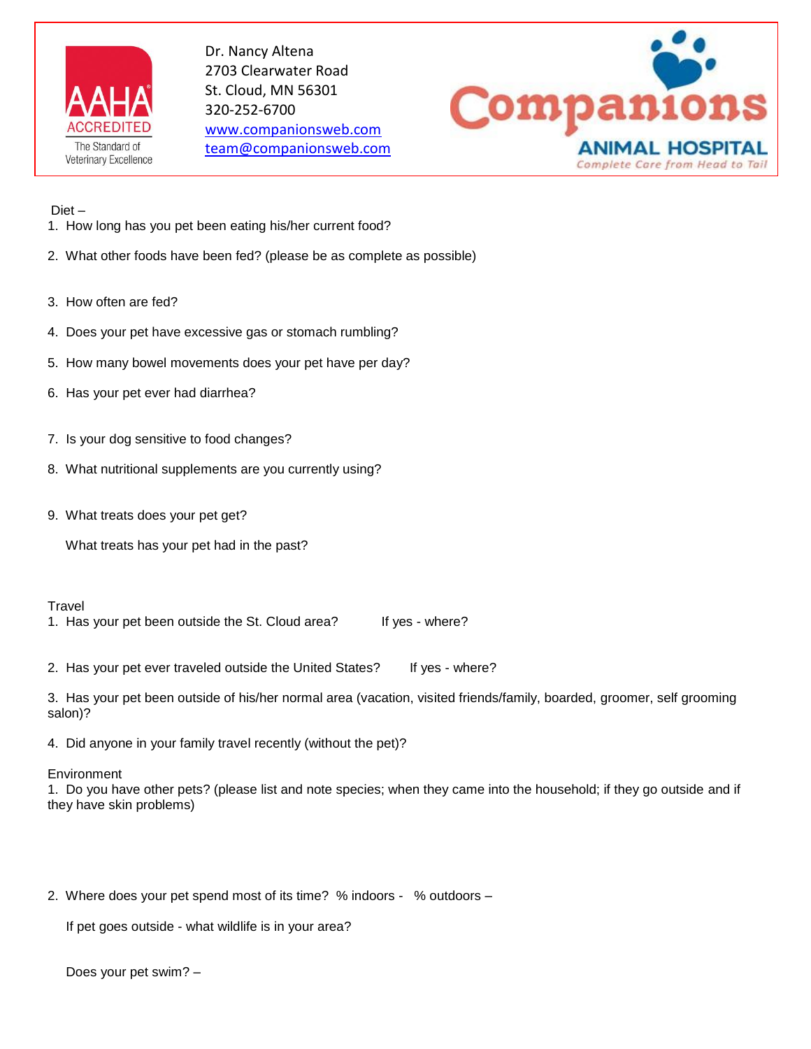AAHA ACCREDITED
The Standard of Veterinary Excellence

Dr. Nancy Altena
2703 Clearwater Road
St. Cloud, MN 56301
320-252-6700
www.companionsweb.com
team@companionsweb.com

Companions
ANIMAL HOSPITAL
Complete Care from Head to Tail

Diet –

1. How long has you pet been eating his/her current food?
2. What other foods have been fed? (please be as complete as possible)
3. How often are fed?
4. Does your pet have excessive gas or stomach rumbling?
5. How many bowel movements does your pet have per day?
6. Has your pet ever had diarrhea?
7. Is your dog sensitive to food changes?
8. What nutritional supplements are you currently using?
9. What treats does your pet get?

   What treats has your pet had in the past?

Travel

1. Has your pet been outside the St. Cloud area? If yes - where?
2. Has your pet ever traveled outside the United States? If yes - where?
3. Has your pet been outside of his/her normal area (vacation, visited friends/family, boarded, groomer, self grooming salon)?
4. Did anyone in your family travel recently (without the pet)?

Environment

1. Do you have other pets? (please list and note species; when they came into the household; if they go outside and if they have skin problems)
2. Where does your pet spend most of its time? % indoors - % outdoors –

   If pet goes outside - what wildlife is in your area?

   Does your pet swim? –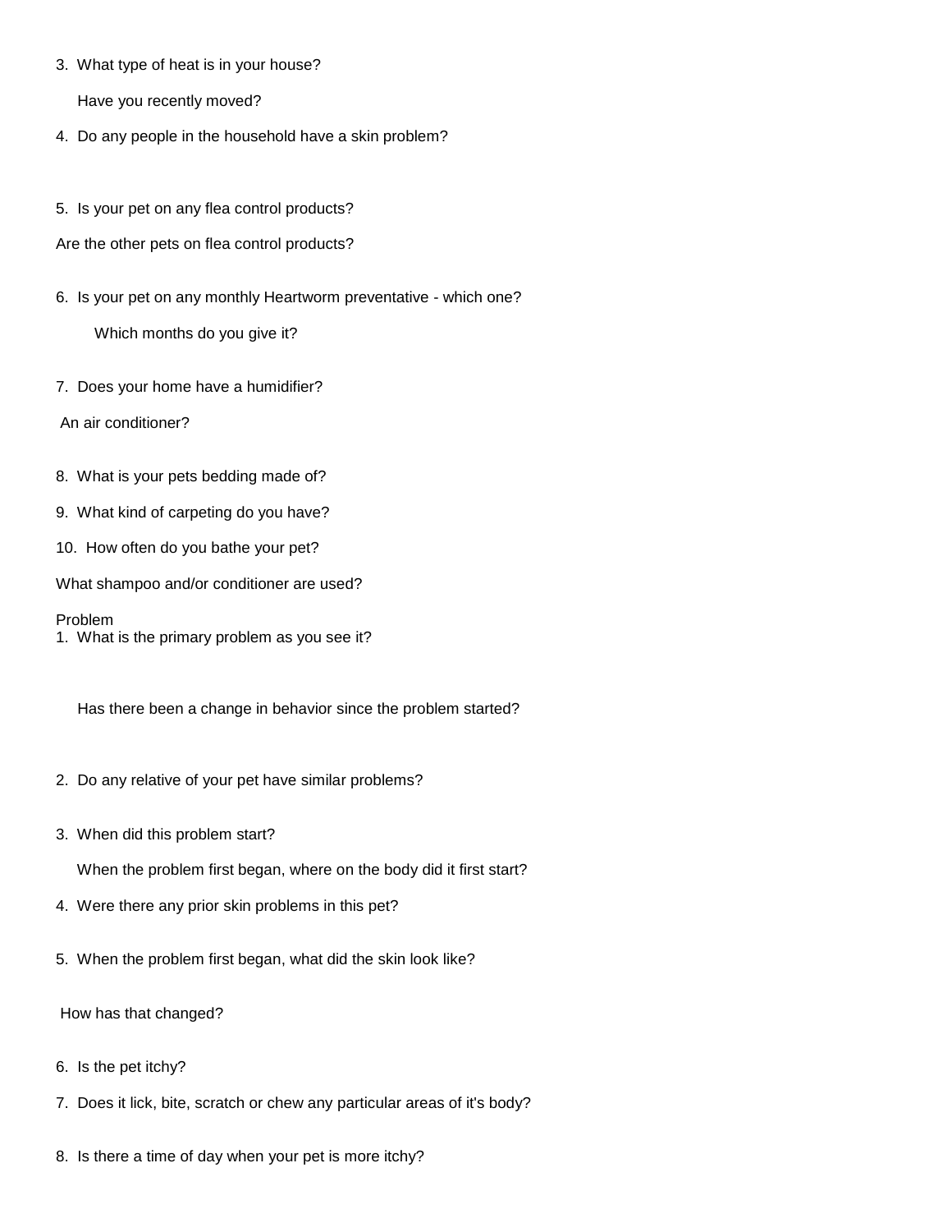3. What type of heat is in your house?

   Have you recently moved?

4. Do any people in the household have a skin problem?

5. Is your pet on any flea control products?

Are the other pets on flea control products?

6. Is your pet on any monthly Heartworm preventative - which one?

   Which months do you give it?

7. Does your home have a humidifier?

An air conditioner?

8. What is your pets bedding made of?

9. What kind of carpeting do you have?

10. How often do you bathe your pet?

What shampoo and/or conditioner are used?

Problem

1. What is the primary problem as you see it?

   Has there been a change in behavior since the problem started?

2. Do any relative of your pet have similar problems?

3. When did this problem start?

   When the problem first began, where on the body did it first start?

4. Were there any prior skin problems in this pet?

5. When the problem first began, what did the skin look like?

How has that changed?

6. Is the pet itchy?

7. Does it lick, bite, scratch or chew any particular areas of it's body?

8. Is there a time of day when your pet is more itchy?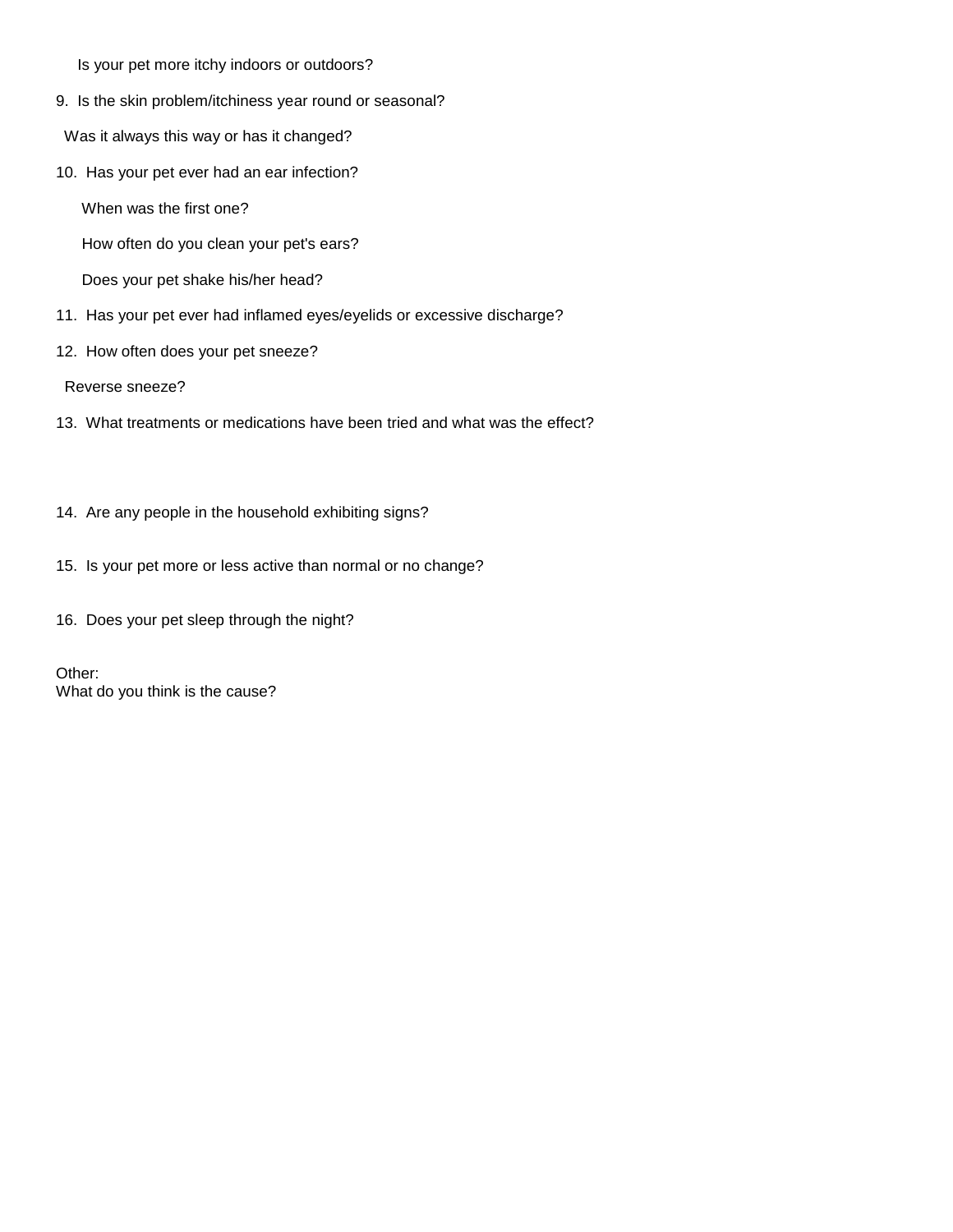Is your pet more itchy indoors or outdoors?

9. Is the skin problem/itchiness year round or seasonal?

Was it always this way or has it changed?

10. Has your pet ever had an ear infection?

When was the first one?

How often do you clean your pet's ears?

Does your pet shake his/her head?

11. Has your pet ever had inflamed eyes/eyelids or excessive discharge?

12. How often does your pet sneeze?

Reverse sneeze?

13. What treatments or medications have been tried and what was the effect?

14. Are any people in the household exhibiting signs?

15. Is your pet more or less active than normal or no change?

16. Does your pet sleep through the night?

Other:
What do you think is the cause?